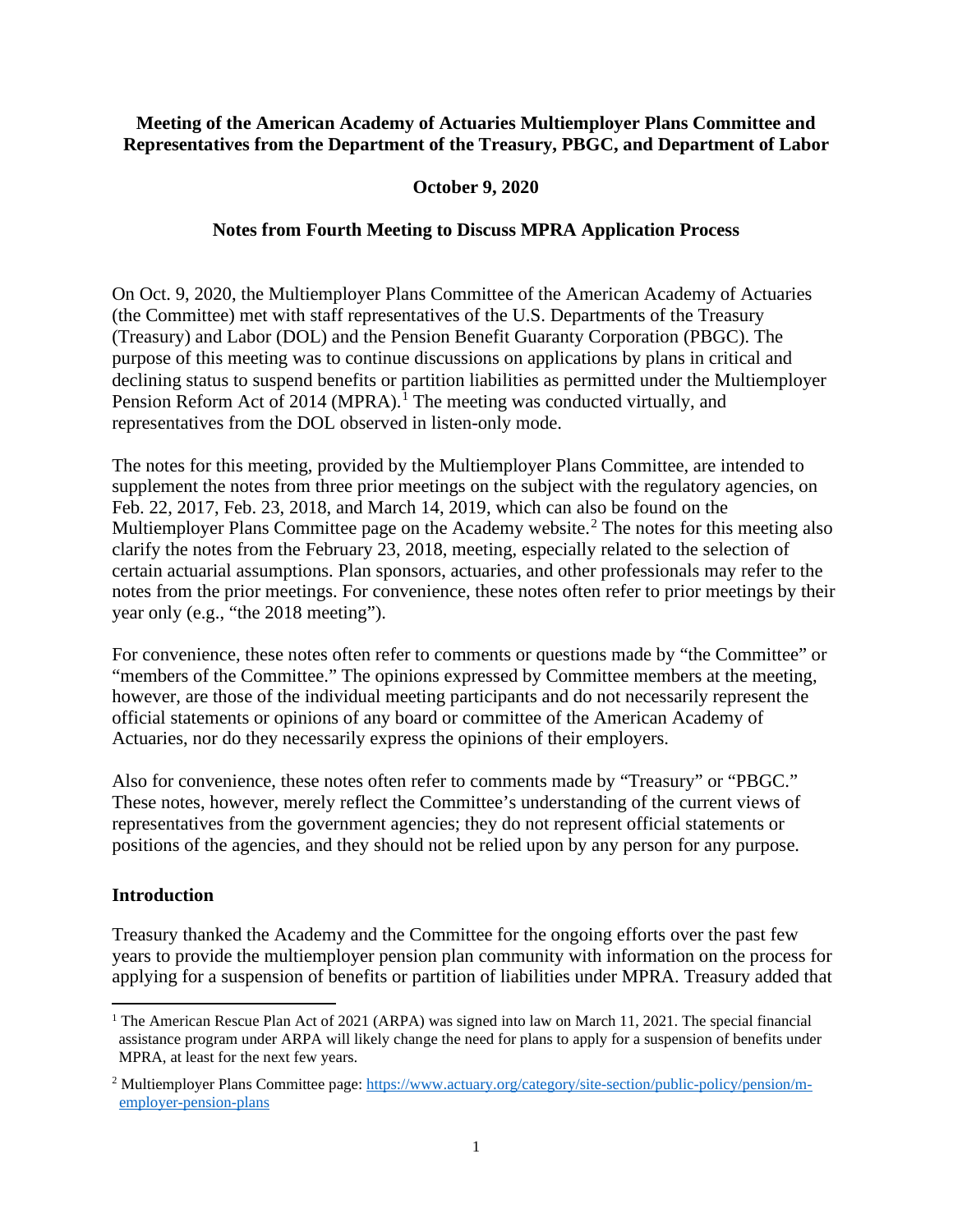**Meeting of the American Academy of Actuaries Multiemployer Plans Committee and Representatives from the Department of the Treasury, PBGC, and Department of Labor**

**October 9, 2020**

**Notes from Fourth Meeting to Discuss MPRA Application Process**

On Oct. 9, 2020, the Multiemployer Plans Committee of the American Academy of Actuaries (the Committee) met with staff representatives of the U.S. Departments of the Treasury (Treasury) and Labor (DOL) and the Pension Benefit Guaranty Corporation (PBGC). The purpose of this meeting was to continue discussions on applications by plans in critical and declining status to suspend benefits or partition liabilities as permitted under the Multiemployer Pension Reform Act of 2014 (MPRA).[1] The meeting was conducted virtually, and representatives from the DOL observed in listen-only mode.

The notes for this meeting, provided by the Multiemployer Plans Committee, are intended to supplement the notes from three prior meetings on the subject with the regulatory agencies, on Feb. 22, 2017, Feb. 23, 2018, and March 14, 2019, which can also be found on the Multiemployer Plans Committee page on the Academy website.[2] The notes for this meeting also clarify the notes from the February 23, 2018, meeting, especially related to the selection of certain actuarial assumptions. Plan sponsors, actuaries, and other professionals may refer to the notes from the prior meetings. For convenience, these notes often refer to prior meetings by their year only (e.g., "the 2018 meeting").

For convenience, these notes often refer to comments or questions made by "the Committee" or "members of the Committee." The opinions expressed by Committee members at the meeting, however, are those of the individual meeting participants and do not necessarily represent the official statements or opinions of any board or committee of the American Academy of Actuaries, nor do they necessarily express the opinions of their employers.

Also for convenience, these notes often refer to comments made by "Treasury" or "PBGC." These notes, however, merely reflect the Committee's understanding of the current views of representatives from the government agencies; they do not represent official statements or positions of the agencies, and they should not be relied upon by any person for any purpose.

## Introduction

Treasury thanked the Academy and the Committee for the ongoing efforts over the past few years to provide the multiemployer pension plan community with information on the process for applying for a suspension of benefits or partition of liabilities under MPRA. Treasury added that

---

[1] The American Rescue Plan Act of 2021 (ARPA) was signed into law on March 11, 2021. The special financial assistance program under ARPA will likely change the need for plans to apply for a suspension of benefits under MPRA, at least for the next few years.

[2] Multiemployer Plans Committee page: https://www.actuary.org/category/site-section/public-policy/pension/m-employer-pension-plans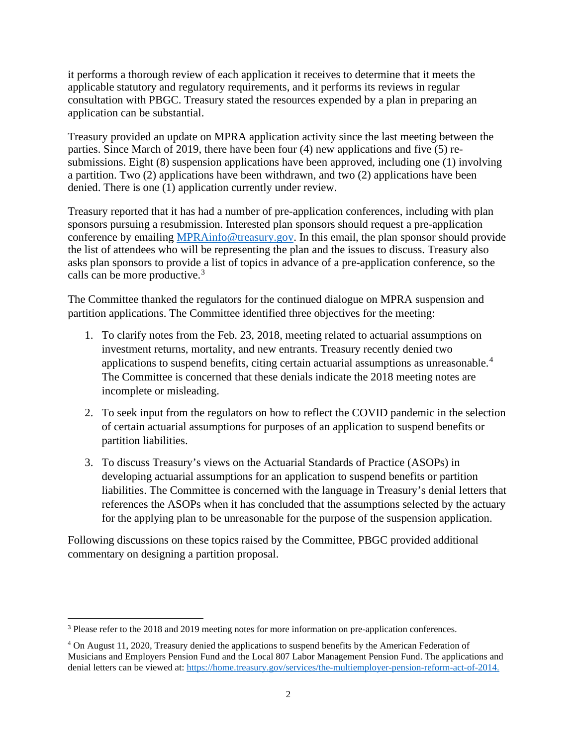it performs a thorough review of each application it receives to determine that it meets the applicable statutory and regulatory requirements, and it performs its reviews in regular consultation with PBGC. Treasury stated the resources expended by a plan in preparing an application can be substantial.

Treasury provided an update on MPRA application activity since the last meeting between the parties. Since March of 2019, there have been four (4) new applications and five (5) re-submissions. Eight (8) suspension applications have been approved, including one (1) involving a partition. Two (2) applications have been withdrawn, and two (2) applications have been denied. There is one (1) application currently under review.

Treasury reported that it has had a number of pre-application conferences, including with plan sponsors pursuing a resubmission. Interested plan sponsors should request a pre-application conference by emailing MPRAinfo@treasury.gov. In this email, the plan sponsor should provide the list of attendees who will be representing the plan and the issues to discuss. Treasury also asks plan sponsors to provide a list of topics in advance of a pre-application conference, so the calls can be more productive.[3]

The Committee thanked the regulators for the continued dialogue on MPRA suspension and partition applications. The Committee identified three objectives for the meeting:

1. To clarify notes from the Feb. 23, 2018, meeting related to actuarial assumptions on investment returns, mortality, and new entrants. Treasury recently denied two applications to suspend benefits, citing certain actuarial assumptions as unreasonable.[4] The Committee is concerned that these denials indicate the 2018 meeting notes are incomplete or misleading.

2. To seek input from the regulators on how to reflect the COVID pandemic in the selection of certain actuarial assumptions for purposes of an application to suspend benefits or partition liabilities.

3. To discuss Treasury's views on the Actuarial Standards of Practice (ASOPs) in developing actuarial assumptions for an application to suspend benefits or partition liabilities. The Committee is concerned with the language in Treasury's denial letters that references the ASOPs when it has concluded that the assumptions selected by the actuary for the applying plan to be unreasonable for the purpose of the suspension application.

Following discussions on these topics raised by the Committee, PBGC provided additional commentary on designing a partition proposal.

---

[3] Please refer to the 2018 and 2019 meeting notes for more information on pre-application conferences.

[4] On August 11, 2020, Treasury denied the applications to suspend benefits by the American Federation of Musicians and Employers Pension Fund and the Local 807 Labor Management Pension Fund. The applications and denial letters can be viewed at: https://home.treasury.gov/services/the-multiemployer-pension-reform-act-of-2014.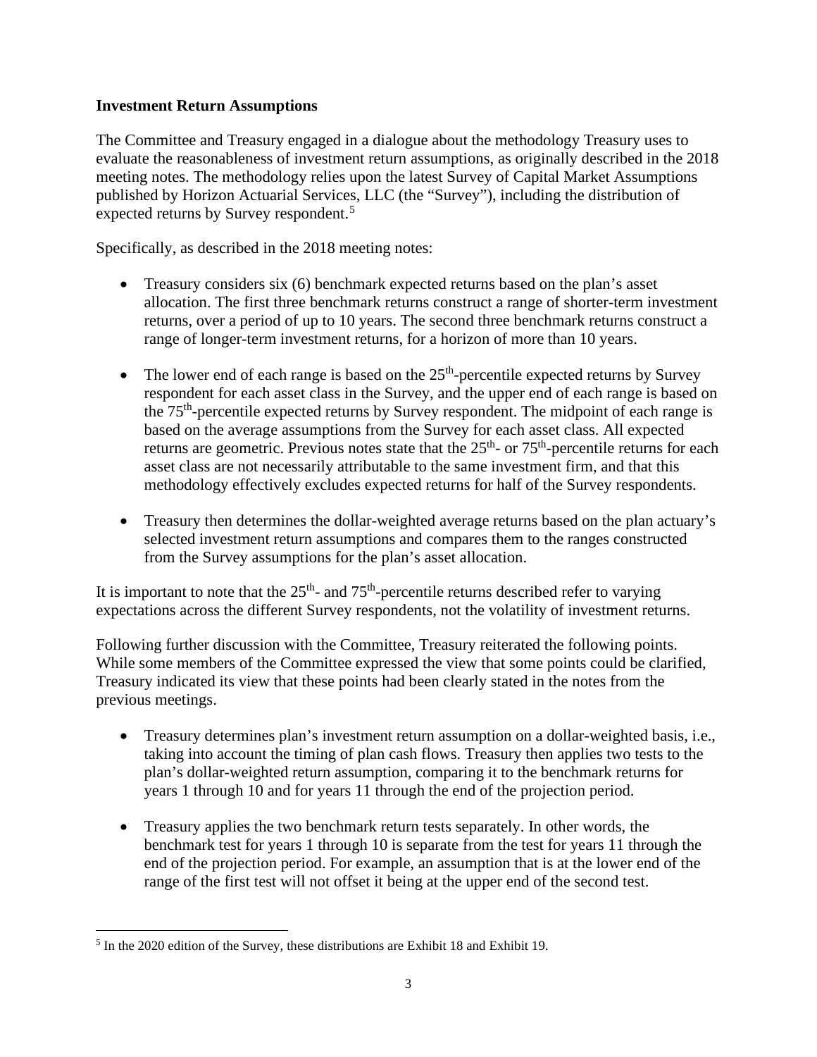**Investment Return Assumptions**

The Committee and Treasury engaged in a dialogue about the methodology Treasury uses to evaluate the reasonableness of investment return assumptions, as originally described in the 2018 meeting notes. The methodology relies upon the latest Survey of Capital Market Assumptions published by Horizon Actuarial Services, LLC (the "Survey"), including the distribution of expected returns by Survey respondent.[5]

Specifically, as described in the 2018 meeting notes:

- Treasury considers six (6) benchmark expected returns based on the plan's asset allocation. The first three benchmark returns construct a range of shorter-term investment returns, over a period of up to 10 years. The second three benchmark returns construct a range of longer-term investment returns, for a horizon of more than 10 years.

- The lower end of each range is based on the 25th-percentile expected returns by Survey respondent for each asset class in the Survey, and the upper end of each range is based on the 75th-percentile expected returns by Survey respondent. The midpoint of each range is based on the average assumptions from the Survey for each asset class. All expected returns are geometric. Previous notes state that the 25th- or 75th-percentile returns for each asset class are not necessarily attributable to the same investment firm, and that this methodology effectively excludes expected returns for half of the Survey respondents.

- Treasury then determines the dollar-weighted average returns based on the plan actuary's selected investment return assumptions and compares them to the ranges constructed from the Survey assumptions for the plan's asset allocation.

It is important to note that the 25th- and 75th-percentile returns described refer to varying expectations across the different Survey respondents, not the volatility of investment returns.

Following further discussion with the Committee, Treasury reiterated the following points. While some members of the Committee expressed the view that some points could be clarified, Treasury indicated its view that these points had been clearly stated in the notes from the previous meetings.

- Treasury determines plan's investment return assumption on a dollar-weighted basis, i.e., taking into account the timing of plan cash flows. Treasury then applies two tests to the plan's dollar-weighted return assumption, comparing it to the benchmark returns for years 1 through 10 and for years 11 through the end of the projection period.

- Treasury applies the two benchmark return tests separately. In other words, the benchmark test for years 1 through 10 is separate from the test for years 11 through the end of the projection period. For example, an assumption that is at the lower end of the range of the first test will not offset it being at the upper end of the second test.

[5] In the 2020 edition of the Survey, these distributions are Exhibit 18 and Exhibit 19.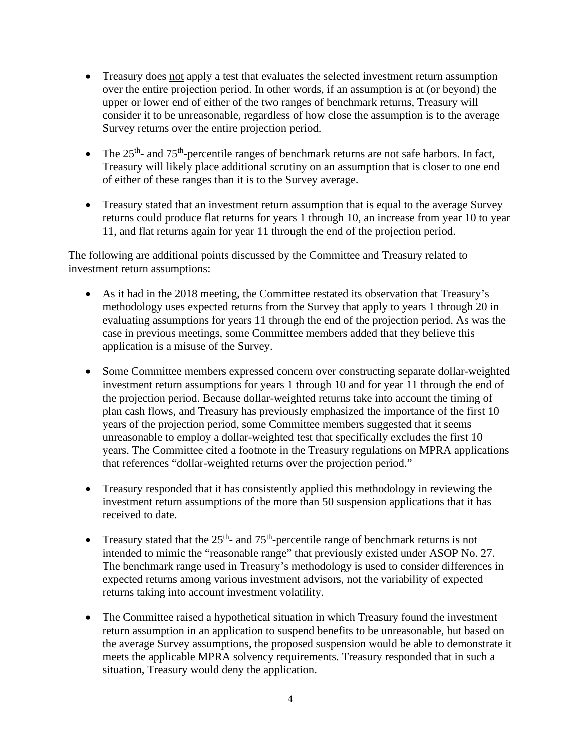- Treasury does <u>not</u> apply a test that evaluates the selected investment return assumption over the entire projection period. In other words, if an assumption is at (or beyond) the upper or lower end of either of the two ranges of benchmark returns, Treasury will consider it to be unreasonable, regardless of how close the assumption is to the average Survey returns over the entire projection period.

- The 25th- and 75th-percentile ranges of benchmark returns are not safe harbors. In fact, Treasury will likely place additional scrutiny on an assumption that is closer to one end of either of these ranges than it is to the Survey average.

- Treasury stated that an investment return assumption that is equal to the average Survey returns could produce flat returns for years 1 through 10, an increase from year 10 to year 11, and flat returns again for year 11 through the end of the projection period.

The following are additional points discussed by the Committee and Treasury related to investment return assumptions:

- As it had in the 2018 meeting, the Committee restated its observation that Treasury's methodology uses expected returns from the Survey that apply to years 1 through 20 in evaluating assumptions for years 11 through the end of the projection period. As was the case in previous meetings, some Committee members added that they believe this application is a misuse of the Survey.

- Some Committee members expressed concern over constructing separate dollar-weighted investment return assumptions for years 1 through 10 and for year 11 through the end of the projection period. Because dollar-weighted returns take into account the timing of plan cash flows, and Treasury has previously emphasized the importance of the first 10 years of the projection period, some Committee members suggested that it seems unreasonable to employ a dollar-weighted test that specifically excludes the first 10 years. The Committee cited a footnote in the Treasury regulations on MPRA applications that references "dollar-weighted returns over the projection period."

- Treasury responded that it has consistently applied this methodology in reviewing the investment return assumptions of the more than 50 suspension applications that it has received to date.

- Treasury stated that the 25th- and 75th-percentile range of benchmark returns is not intended to mimic the "reasonable range" that previously existed under ASOP No. 27. The benchmark range used in Treasury's methodology is used to consider differences in expected returns among various investment advisors, not the variability of expected returns taking into account investment volatility.

- The Committee raised a hypothetical situation in which Treasury found the investment return assumption in an application to suspend benefits to be unreasonable, but based on the average Survey assumptions, the proposed suspension would be able to demonstrate it meets the applicable MPRA solvency requirements. Treasury responded that in such a situation, Treasury would deny the application.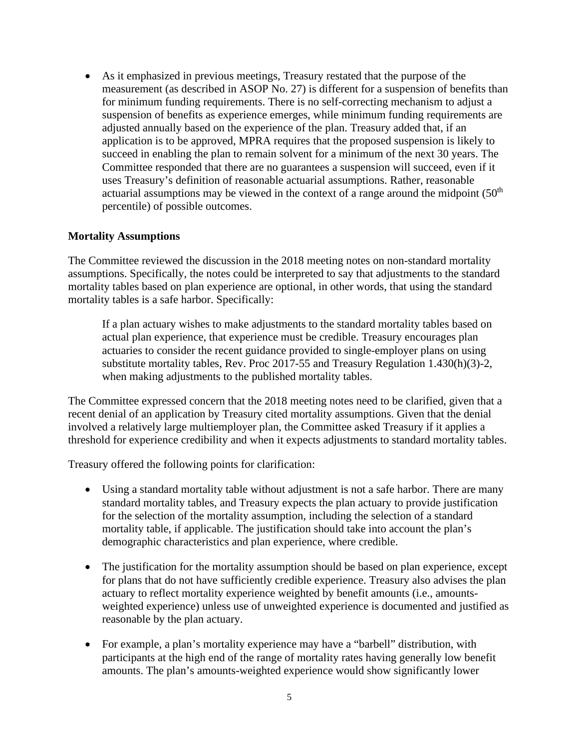- As it emphasized in previous meetings, Treasury restated that the purpose of the measurement (as described in ASOP No. 27) is different for a suspension of benefits than for minimum funding requirements. There is no self-correcting mechanism to adjust a suspension of benefits as experience emerges, while minimum funding requirements are adjusted annually based on the experience of the plan. Treasury added that, if an application is to be approved, MPRA requires that the proposed suspension is likely to succeed in enabling the plan to remain solvent for a minimum of the next 30 years. The Committee responded that there are no guarantees a suspension will succeed, even if it uses Treasury's definition of reasonable actuarial assumptions. Rather, reasonable actuarial assumptions may be viewed in the context of a range around the midpoint (50th percentile) of possible outcomes.

**Mortality Assumptions**

The Committee reviewed the discussion in the 2018 meeting notes on non-standard mortality assumptions. Specifically, the notes could be interpreted to say that adjustments to the standard mortality tables based on plan experience are optional, in other words, that using the standard mortality tables is a safe harbor. Specifically:

> If a plan actuary wishes to make adjustments to the standard mortality tables based on actual plan experience, that experience must be credible. Treasury encourages plan actuaries to consider the recent guidance provided to single-employer plans on using substitute mortality tables, Rev. Proc 2017-55 and Treasury Regulation 1.430(h)(3)-2, when making adjustments to the published mortality tables.

The Committee expressed concern that the 2018 meeting notes need to be clarified, given that a recent denial of an application by Treasury cited mortality assumptions. Given that the denial involved a relatively large multiemployer plan, the Committee asked Treasury if it applies a threshold for experience credibility and when it expects adjustments to standard mortality tables.

Treasury offered the following points for clarification:

- Using a standard mortality table without adjustment is not a safe harbor. There are many standard mortality tables, and Treasury expects the plan actuary to provide justification for the selection of the mortality assumption, including the selection of a standard mortality table, if applicable. The justification should take into account the plan's demographic characteristics and plan experience, where credible.

- The justification for the mortality assumption should be based on plan experience, except for plans that do not have sufficiently credible experience. Treasury also advises the plan actuary to reflect mortality experience weighted by benefit amounts (i.e., amounts-weighted experience) unless use of unweighted experience is documented and justified as reasonable by the plan actuary.

- For example, a plan's mortality experience may have a "barbell" distribution, with participants at the high end of the range of mortality rates having generally low benefit amounts. The plan's amounts-weighted experience would show significantly lower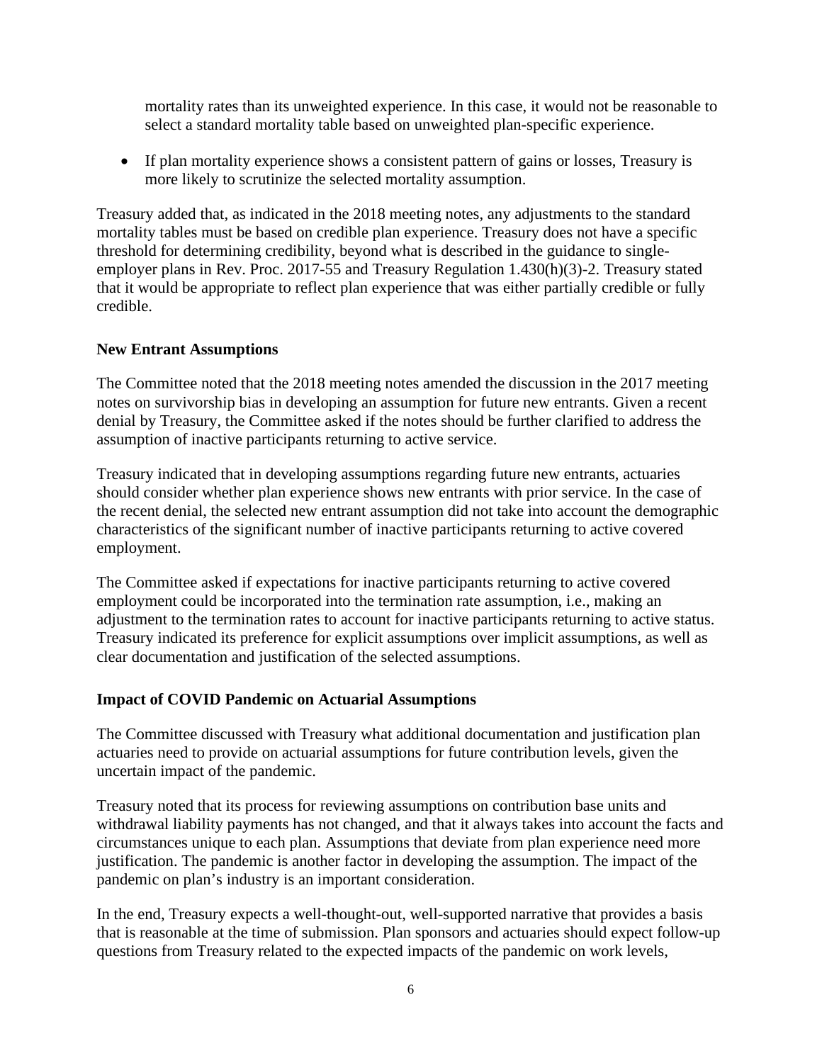mortality rates than its unweighted experience. In this case, it would not be reasonable to select a standard mortality table based on unweighted plan-specific experience.

- If plan mortality experience shows a consistent pattern of gains or losses, Treasury is more likely to scrutinize the selected mortality assumption.

Treasury added that, as indicated in the 2018 meeting notes, any adjustments to the standard mortality tables must be based on credible plan experience. Treasury does not have a specific threshold for determining credibility, beyond what is described in the guidance to single-employer plans in Rev. Proc. 2017-55 and Treasury Regulation 1.430(h)(3)-2. Treasury stated that it would be appropriate to reflect plan experience that was either partially credible or fully credible.

**New Entrant Assumptions**

The Committee noted that the 2018 meeting notes amended the discussion in the 2017 meeting notes on survivorship bias in developing an assumption for future new entrants. Given a recent denial by Treasury, the Committee asked if the notes should be further clarified to address the assumption of inactive participants returning to active service.

Treasury indicated that in developing assumptions regarding future new entrants, actuaries should consider whether plan experience shows new entrants with prior service. In the case of the recent denial, the selected new entrant assumption did not take into account the demographic characteristics of the significant number of inactive participants returning to active covered employment.

The Committee asked if expectations for inactive participants returning to active covered employment could be incorporated into the termination rate assumption, i.e., making an adjustment to the termination rates to account for inactive participants returning to active status. Treasury indicated its preference for explicit assumptions over implicit assumptions, as well as clear documentation and justification of the selected assumptions.

**Impact of COVID Pandemic on Actuarial Assumptions**

The Committee discussed with Treasury what additional documentation and justification plan actuaries need to provide on actuarial assumptions for future contribution levels, given the uncertain impact of the pandemic.

Treasury noted that its process for reviewing assumptions on contribution base units and withdrawal liability payments has not changed, and that it always takes into account the facts and circumstances unique to each plan. Assumptions that deviate from plan experience need more justification. The pandemic is another factor in developing the assumption. The impact of the pandemic on plan's industry is an important consideration.

In the end, Treasury expects a well-thought-out, well-supported narrative that provides a basis that is reasonable at the time of submission. Plan sponsors and actuaries should expect follow-up questions from Treasury related to the expected impacts of the pandemic on work levels,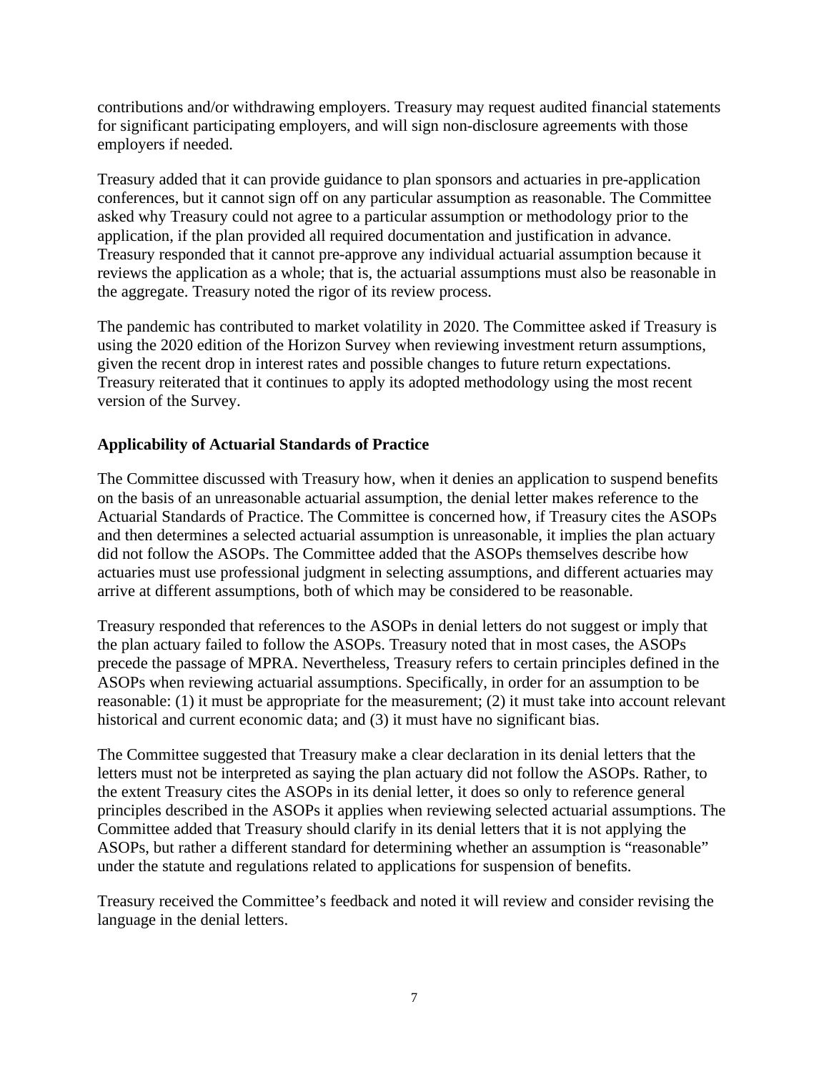contributions and/or withdrawing employers. Treasury may request audited financial statements for significant participating employers, and will sign non-disclosure agreements with those employers if needed.

Treasury added that it can provide guidance to plan sponsors and actuaries in pre-application conferences, but it cannot sign off on any particular assumption as reasonable. The Committee asked why Treasury could not agree to a particular assumption or methodology prior to the application, if the plan provided all required documentation and justification in advance. Treasury responded that it cannot pre-approve any individual actuarial assumption because it reviews the application as a whole; that is, the actuarial assumptions must also be reasonable in the aggregate. Treasury noted the rigor of its review process.

The pandemic has contributed to market volatility in 2020. The Committee asked if Treasury is using the 2020 edition of the Horizon Survey when reviewing investment return assumptions, given the recent drop in interest rates and possible changes to future return expectations. Treasury reiterated that it continues to apply its adopted methodology using the most recent version of the Survey.

**Applicability of Actuarial Standards of Practice**

The Committee discussed with Treasury how, when it denies an application to suspend benefits on the basis of an unreasonable actuarial assumption, the denial letter makes reference to the Actuarial Standards of Practice. The Committee is concerned how, if Treasury cites the ASOPs and then determines a selected actuarial assumption is unreasonable, it implies the plan actuary did not follow the ASOPs. The Committee added that the ASOPs themselves describe how actuaries must use professional judgment in selecting assumptions, and different actuaries may arrive at different assumptions, both of which may be considered to be reasonable.

Treasury responded that references to the ASOPs in denial letters do not suggest or imply that the plan actuary failed to follow the ASOPs. Treasury noted that in most cases, the ASOPs precede the passage of MPRA. Nevertheless, Treasury refers to certain principles defined in the ASOPs when reviewing actuarial assumptions. Specifically, in order for an assumption to be reasonable: (1) it must be appropriate for the measurement; (2) it must take into account relevant historical and current economic data; and (3) it must have no significant bias.

The Committee suggested that Treasury make a clear declaration in its denial letters that the letters must not be interpreted as saying the plan actuary did not follow the ASOPs. Rather, to the extent Treasury cites the ASOPs in its denial letter, it does so only to reference general principles described in the ASOPs it applies when reviewing selected actuarial assumptions. The Committee added that Treasury should clarify in its denial letters that it is not applying the ASOPs, but rather a different standard for determining whether an assumption is "reasonable" under the statute and regulations related to applications for suspension of benefits.

Treasury received the Committee's feedback and noted it will review and consider revising the language in the denial letters.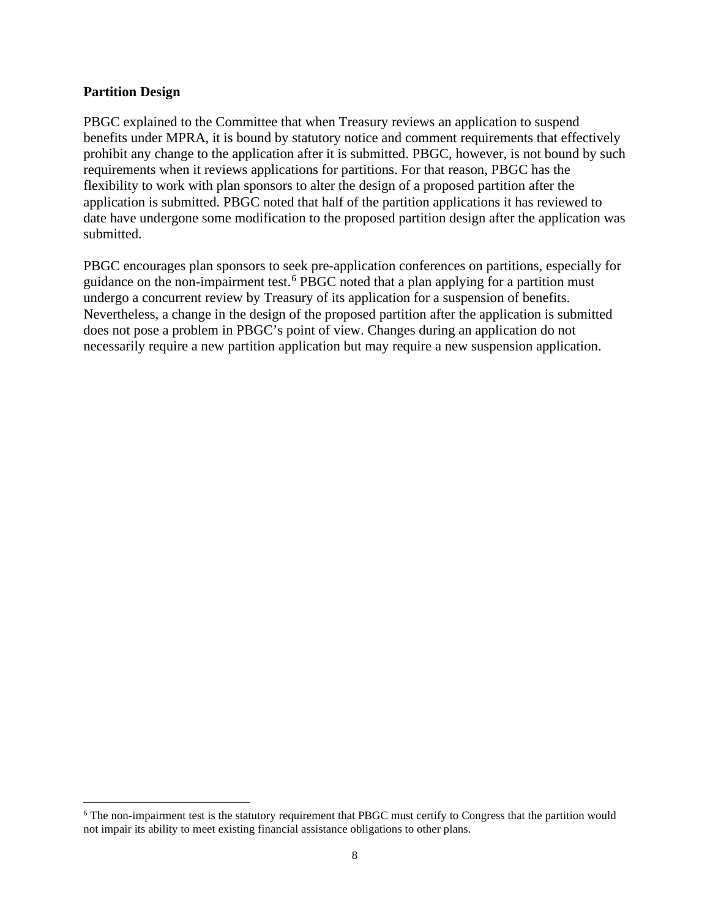**Partition Design**

PBGC explained to the Committee that when Treasury reviews an application to suspend benefits under MPRA, it is bound by statutory notice and comment requirements that effectively prohibit any change to the application after it is submitted. PBGC, however, is not bound by such requirements when it reviews applications for partitions. For that reason, PBGC has the flexibility to work with plan sponsors to alter the design of a proposed partition after the application is submitted. PBGC noted that half of the partition applications it has reviewed to date have undergone some modification to the proposed partition design after the application was submitted.

PBGC encourages plan sponsors to seek pre-application conferences on partitions, especially for guidance on the non-impairment test.[6] PBGC noted that a plan applying for a partition must undergo a concurrent review by Treasury of its application for a suspension of benefits. Nevertheless, a change in the design of the proposed partition after the application is submitted does not pose a problem in PBGC's point of view. Changes during an application do not necessarily require a new partition application but may require a new suspension application.

[6] The non-impairment test is the statutory requirement that PBGC must certify to Congress that the partition would not impair its ability to meet existing financial assistance obligations to other plans.